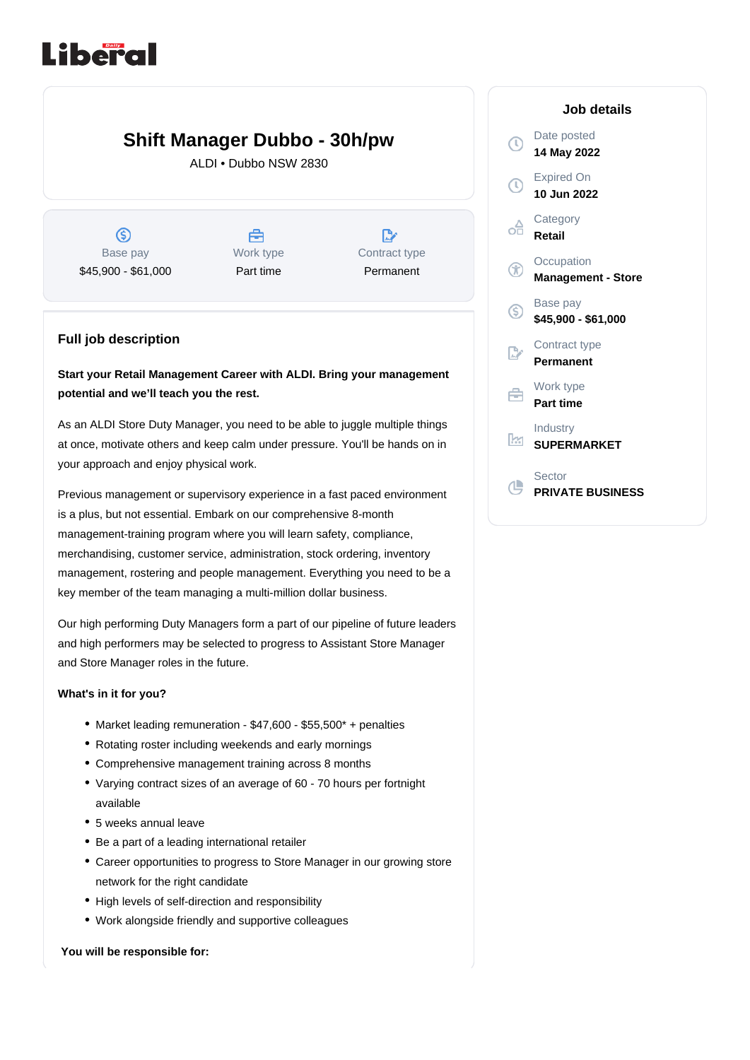Liberal

# Shift Manager Dubbo - 30h/pw

ALDI • Dubbo NSW 2830

| Base pay | Work type | Contract type |
| --- | --- | --- |
| $45,900 - $61,000 | Part time | Permanent |

## Job details

Date posted
**14 May 2022**

Expired On
**10 Jun 2022**

Category
**Retail**

Occupation
**Management - Store**

Base pay
**$45,900 - $61,000**

Contract type
**Permanent**

Work type
**Part time**

Industry
**SUPERMARKET**

Sector
**PRIVATE BUSINESS**

## Full job description

**Start your Retail Management Career with ALDI. Bring your management potential and we'll teach you the rest.**

As an ALDI Store Duty Manager, you need to be able to juggle multiple things at once, motivate others and keep calm under pressure. You'll be hands on in your approach and enjoy physical work.

Previous management or supervisory experience in a fast paced environment is a plus, but not essential. Embark on our comprehensive 8-month management-training program where you will learn safety, compliance, merchandising, customer service, administration, stock ordering, inventory management, rostering and people management. Everything you need to be a key member of the team managing a multi-million dollar business.

Our high performing Duty Managers form a part of our pipeline of future leaders and high performers may be selected to progress to Assistant Store Manager and Store Manager roles in the future.

**What's in it for you?**

- Market leading remuneration - $47,600 - $55,500* + penalties
- Rotating roster including weekends and early mornings
- Comprehensive management training across 8 months
- Varying contract sizes of an average of 60 - 70 hours per fortnight available
- 5 weeks annual leave
- Be a part of a leading international retailer
- Career opportunities to progress to Store Manager in our growing store network for the right candidate
- High levels of self-direction and responsibility
- Work alongside friendly and supportive colleagues

**You will be responsible for:**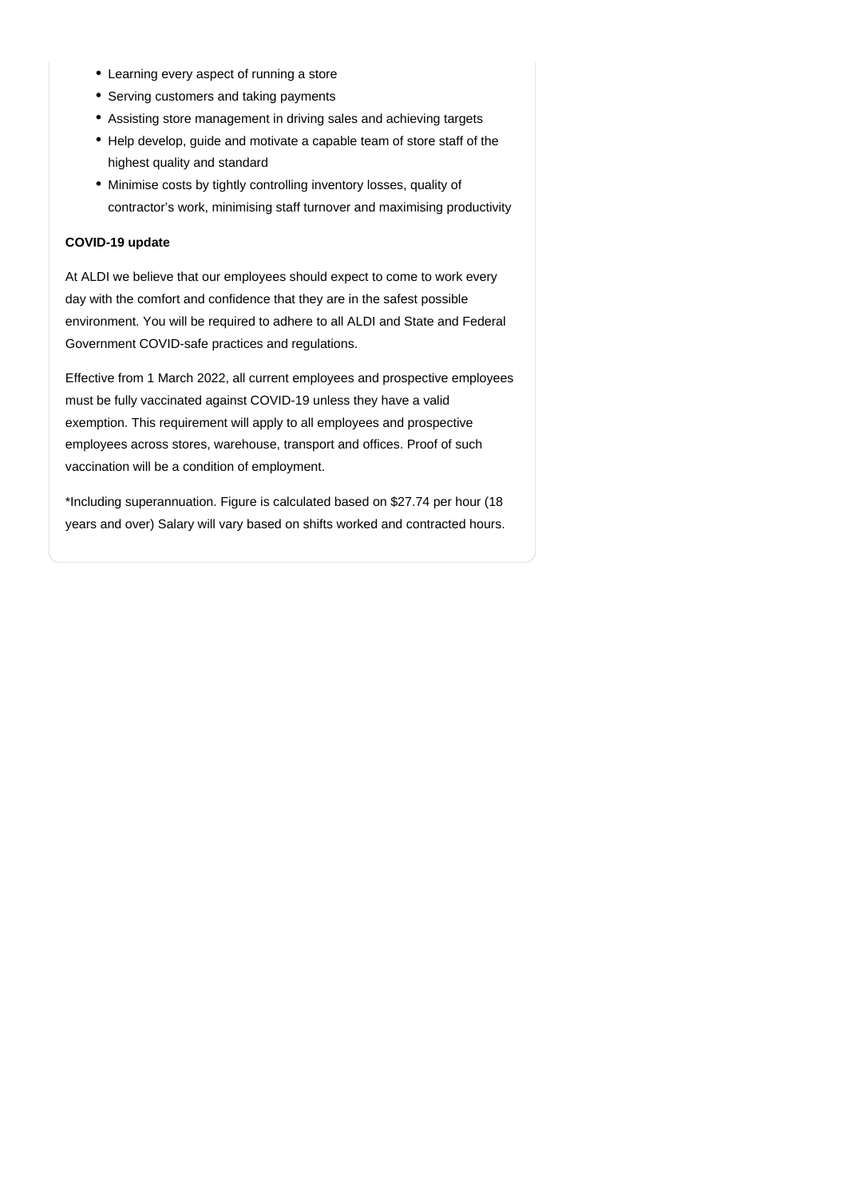- Learning every aspect of running a store
- Serving customers and taking payments
- Assisting store management in driving sales and achieving targets
- Help develop, guide and motivate a capable team of store staff of the highest quality and standard
- Minimise costs by tightly controlling inventory losses, quality of contractor's work, minimising staff turnover and maximising productivity

**COVID-19 update**

At ALDI we believe that our employees should expect to come to work every day with the comfort and confidence that they are in the safest possible environment. You will be required to adhere to all ALDI and State and Federal Government COVID-safe practices and regulations.

Effective from 1 March 2022, all current employees and prospective employees must be fully vaccinated against COVID-19 unless they have a valid exemption. This requirement will apply to all employees and prospective employees across stores, warehouse, transport and offices. Proof of such vaccination will be a condition of employment.

*Including superannuation. Figure is calculated based on $27.74 per hour (18 years and over) Salary will vary based on shifts worked and contracted hours.